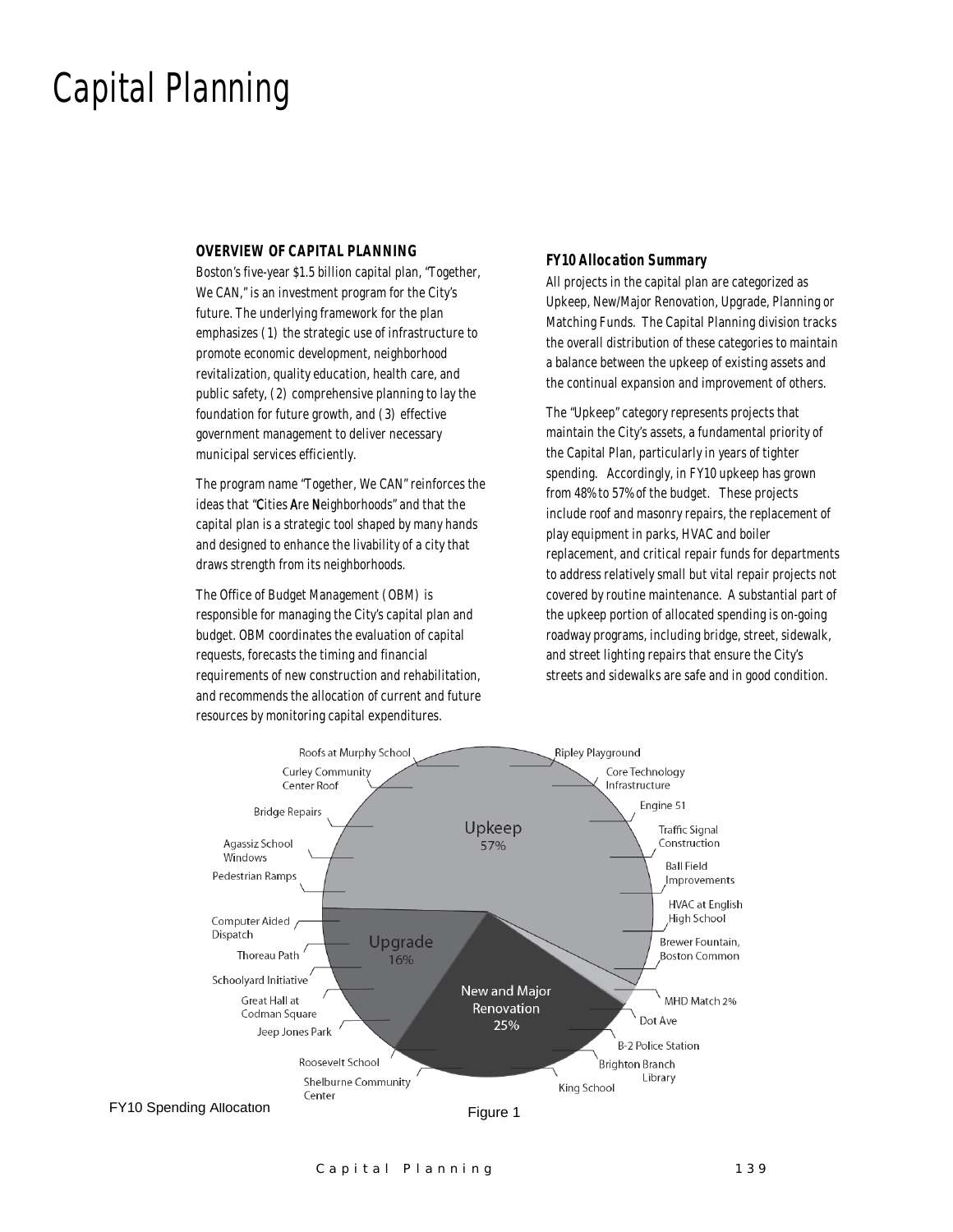# Capital Planning

## OVERVIEW OF CAPITAL PLANNING

Boston's five-year $1.5 billion capital plan, "Together, We CAN," is an investment program for the City's future. The underlying framework for the plan emphasizes (1) the strategic use of infrastructure to promote economic development, neighborhood revitalization, quality education, health care, and public safety, (2) comprehensive planning to lay the foundation for future growth, and (3) effective government management to deliver necessary municipal services efficiently.

The program name "Together, We CAN" reinforces the ideas that "**C**ities **A**re **N**eighborhoods" and that the capital plan is a strategic tool shaped by many hands and designed to enhance the livability of a city that draws strength from its neighborhoods.

The Office of Budget Management (OBM) is responsible for managing the City's capital plan and budget. OBM coordinates the evaluation of capital requests, forecasts the timing and financial requirements of new construction and rehabilitation, and recommends the allocation of current and future resources by monitoring capital expenditures.

### FY10 Allocation Summary

All projects in the capital plan are categorized as Upkeep, New/Major Renovation, Upgrade, Planning or Matching Funds. The Capital Planning division tracks the overall distribution of these categories to maintain a balance between the upkeep of existing assets and the continual expansion and improvement of others.

The "Upkeep" category represents projects that maintain the City's assets, a fundamental priority of the Capital Plan, particularly in years of tighter spending. Accordingly, in FY10 upkeep has grown from 48% to 57% of the budget. These projects include roof and masonry repairs, the replacement of play equipment in parks, HVAC and boiler replacement, and critical repair funds for departments to address relatively small but vital repair projects not covered by routine maintenance. A substantial part of the upkeep portion of allocated spending is on-going roadway programs, including bridge, street, sidewalk, and street lighting repairs that ensure the City's streets and sidewalks are safe and in good condition.

Upkeep 57%: Roofs at Murphy School, Curley Community Center Roof, Bridge Repairs, Agassiz School Windows, Pedestrian Ramps, Ripley Playground, Core Technology Infrastructure, Engine 51, Traffic Signal Construction, Ball Field Improvements, HVAC at English High School, Brewer Fountain, Boston Common

Upgrade 16%: Computer Aided Dispatch, Thoreau Path, Schoolyard Initiative, Great Hall at Codman Square, Jeep Jones Park

New and Major Renovation 25%: Roosevelt School, Shelburne Community Center, King School, Brighton Branch Library, B-2 Police Station, Dot Ave

MHD Match 2%

FY10 Spending Allocation

Figure 1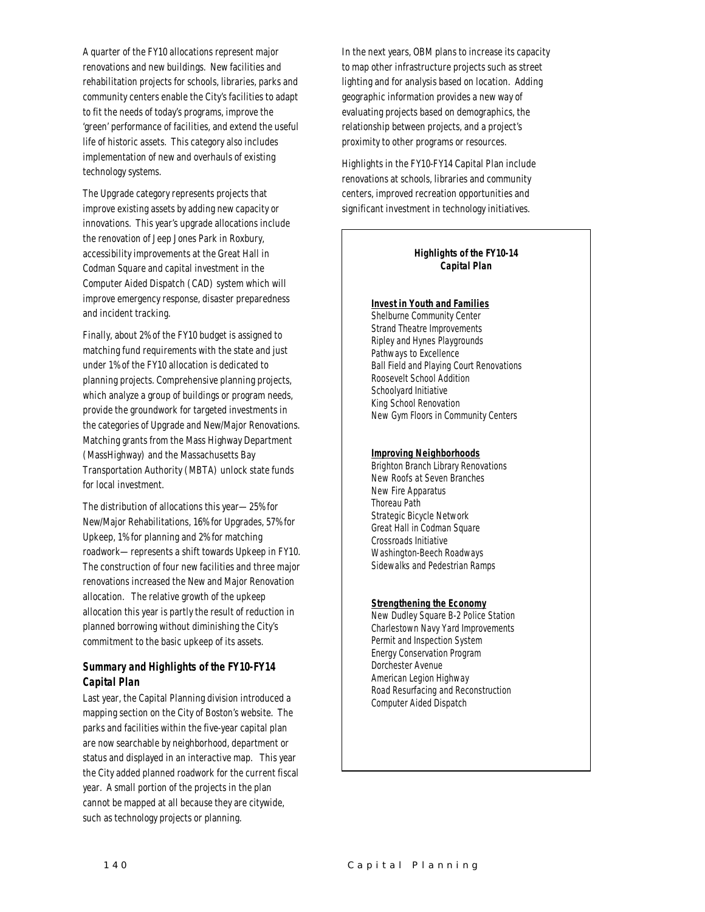A quarter of the FY10 allocations represent major renovations and new buildings. New facilities and rehabilitation projects for schools, libraries, parks and community centers enable the City's facilities to adapt to fit the needs of today's programs, improve the 'green' performance of facilities, and extend the useful life of historic assets. This category also includes implementation of new and overhauls of existing technology systems.

The Upgrade category represents projects that improve existing assets by adding new capacity or innovations. This year's upgrade allocations include the renovation of Jeep Jones Park in Roxbury, accessibility improvements at the Great Hall in Codman Square and capital investment in the Computer Aided Dispatch (CAD) system which will improve emergency response, disaster preparedness and incident tracking.

Finally, about 2% of the FY10 budget is assigned to matching fund requirements with the state and just under 1% of the FY10 allocation is dedicated to planning projects. Comprehensive planning projects, which analyze a group of buildings or program needs, provide the groundwork for targeted investments in the categories of Upgrade and New/Major Renovations. Matching grants from the Mass Highway Department (MassHighway) and the Massachusetts Bay Transportation Authority (MBTA) unlock state funds for local investment.

The distribution of allocations this year—25% for New/Major Rehabilitations, 16% for Upgrades, 57% for Upkeep, 1% for planning and 2% for matching roadwork—represents a shift towards Upkeep in FY10. The construction of four new facilities and three major renovations increased the New and Major Renovation allocation. The relative growth of the upkeep allocation this year is partly the result of reduction in planned borrowing without diminishing the City's commitment to the basic upkeep of its assets.

### *Summary and Highlights of the FY10-FY14 Capital Plan*

Last year, the Capital Planning division introduced a mapping section on the City of Boston's website. The parks and facilities within the five-year capital plan are now searchable by neighborhood, department or status and displayed in an interactive map. This year the City added planned roadwork for the current fiscal year. A small portion of the projects in the plan cannot be mapped at all because they are citywide, such as technology projects or planning.

In the next years, OBM plans to increase its capacity to map other infrastructure projects such as street lighting and for analysis based on location. Adding geographic information provides a new way of evaluating projects based on demographics, the relationship between projects, and a project's proximity to other programs or resources.

Highlights in the FY10-FY14 Capital Plan include renovations at schools, libraries and community centers, improved recreation opportunities and significant investment in technology initiatives.

**Highlights of the FY10-14 Capital Plan**

**Invest in Youth and Families**
- Shelburne Community Center
- Strand Theatre Improvements
- Ripley and Hynes Playgrounds
- Pathways to Excellence
- Ball Field and Playing Court Renovations
- Roosevelt School Addition
- Schoolyard Initiative
- King School Renovation
- New Gym Floors in Community Centers

**Improving Neighborhoods**
- Brighton Branch Library Renovations
- New Roofs at Seven Branches
- New Fire Apparatus
- Thoreau Path
- Strategic Bicycle Network
- Great Hall in Codman Square
- Crossroads Initiative
- Washington-Beech Roadways
- Sidewalks and Pedestrian Ramps

**Strengthening the Economy**
- New Dudley Square B-2 Police Station
- Charlestown Navy Yard Improvements
- Permit and Inspection System
- Energy Conservation Program
- Dorchester Avenue
- American Legion Highway
- Road Resurfacing and Reconstruction
- Computer Aided Dispatch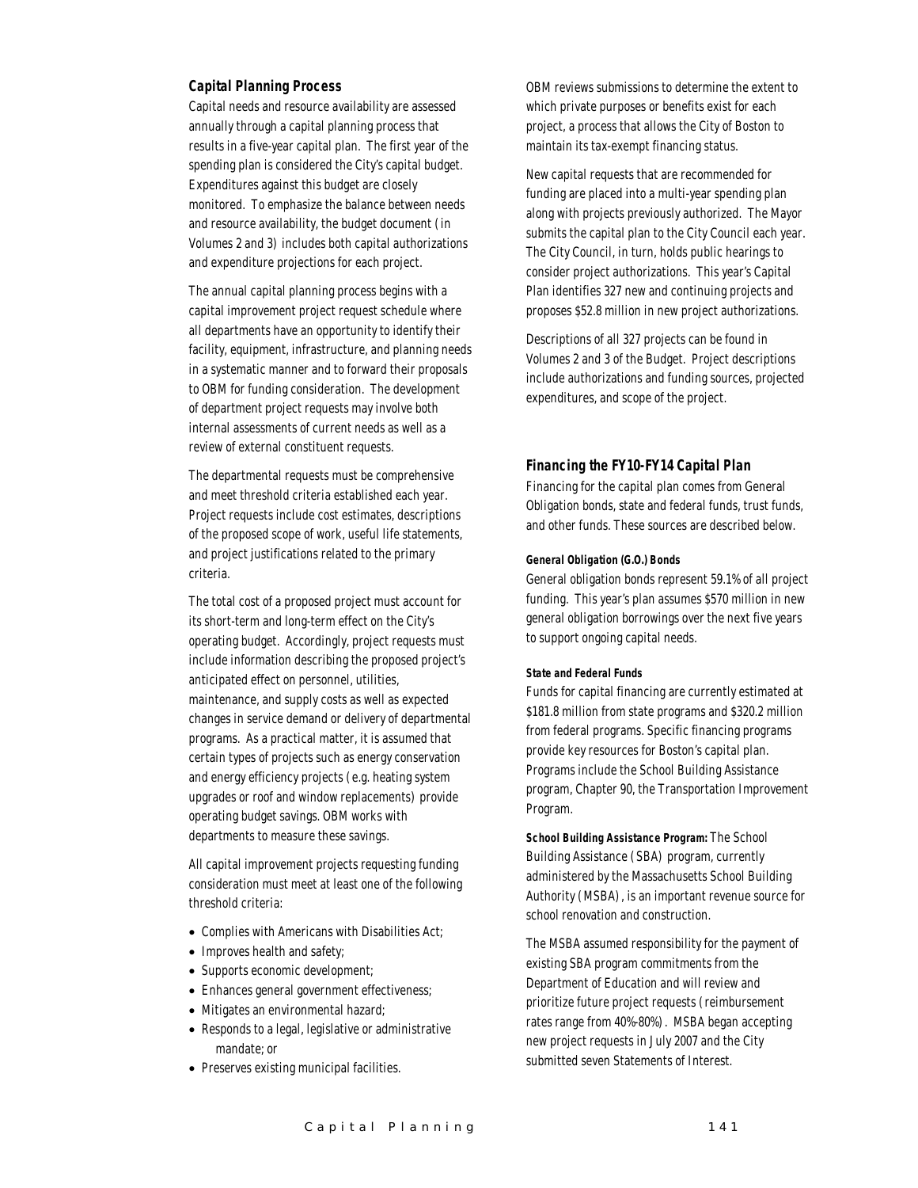### Capital Planning Process

Capital needs and resource availability are assessed annually through a capital planning process that results in a five-year capital plan. The first year of the spending plan is considered the City's capital budget. Expenditures against this budget are closely monitored. To emphasize the balance between needs and resource availability, the budget document (in Volumes 2 and 3) includes both capital authorizations and expenditure projections for each project.

The annual capital planning process begins with a capital improvement project request schedule where all departments have an opportunity to identify their facility, equipment, infrastructure, and planning needs in a systematic manner and to forward their proposals to OBM for funding consideration. The development of department project requests may involve both internal assessments of current needs as well as a review of external constituent requests.

The departmental requests must be comprehensive and meet threshold criteria established each year. Project requests include cost estimates, descriptions of the proposed scope of work, useful life statements, and project justifications related to the primary criteria.

The total cost of a proposed project must account for its short-term and long-term effect on the City's operating budget. Accordingly, project requests must include information describing the proposed project's anticipated effect on personnel, utilities, maintenance, and supply costs as well as expected changes in service demand or delivery of departmental programs. As a practical matter, it is assumed that certain types of projects such as energy conservation and energy efficiency projects (e.g. heating system upgrades or roof and window replacements) provide operating budget savings. OBM works with departments to measure these savings.

All capital improvement projects requesting funding consideration must meet at least one of the following threshold criteria:

- Complies with Americans with Disabilities Act;
- Improves health and safety;
- Supports economic development;
- Enhances general government effectiveness;
- Mitigates an environmental hazard;
- Responds to a legal, legislative or administrative mandate; or
- Preserves existing municipal facilities.

OBM reviews submissions to determine the extent to which private purposes or benefits exist for each project, a process that allows the City of Boston to maintain its tax-exempt financing status.

New capital requests that are recommended for funding are placed into a multi-year spending plan along with projects previously authorized. The Mayor submits the capital plan to the City Council each year. The City Council, in turn, holds public hearings to consider project authorizations. This year's Capital Plan identifies 327 new and continuing projects and proposes $52.8 million in new project authorizations.

Descriptions of all 327 projects can be found in Volumes 2 and 3 of the Budget. Project descriptions include authorizations and funding sources, projected expenditures, and scope of the project.

### Financing the FY10-FY14 Capital Plan

Financing for the capital plan comes from General Obligation bonds, state and federal funds, trust funds, and other funds. These sources are described below.

#### General Obligation (G.O.) Bonds

General obligation bonds represent 59.1% of all project funding. This year's plan assumes $570 million in new general obligation borrowings over the next five years to support ongoing capital needs.

#### State and Federal Funds

Funds for capital financing are currently estimated at $181.8 million from state programs and $320.2 million from federal programs. Specific financing programs provide key resources for Boston's capital plan. Programs include the School Building Assistance program, Chapter 90, the Transportation Improvement Program.

**School Building Assistance Program:** The School Building Assistance (SBA) program, currently administered by the Massachusetts School Building Authority (MSBA), is an important revenue source for school renovation and construction.

The MSBA assumed responsibility for the payment of existing SBA program commitments from the Department of Education and will review and prioritize future project requests (reimbursement rates range from 40%-80%). MSBA began accepting new project requests in July 2007 and the City submitted seven Statements of Interest.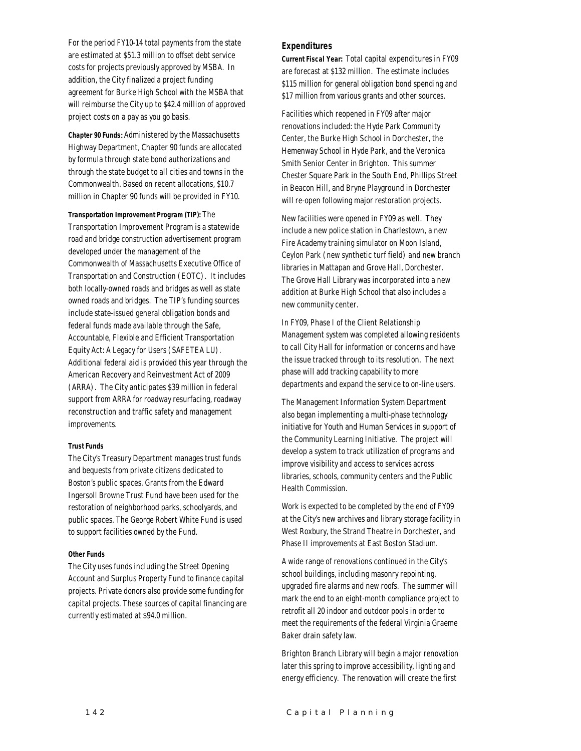For the period FY10-14 total payments from the state are estimated at $51.3 million to offset debt service costs for projects previously approved by MSBA. In addition, the City finalized a project funding agreement for Burke High School with the MSBA that will reimburse the City up to $42.4 million of approved project costs on a pay as you go basis.

**Chapter 90 Funds:** Administered by the Massachusetts Highway Department, Chapter 90 funds are allocated by formula through state bond authorizations and through the state budget to all cities and towns in the Commonwealth. Based on recent allocations, $10.7 million in Chapter 90 funds will be provided in FY10.

**Transportation Improvement Program (TIP):** The Transportation Improvement Program is a statewide road and bridge construction advertisement program developed under the management of the Commonwealth of Massachusetts Executive Office of Transportation and Construction (EOTC). It includes both locally-owned roads and bridges as well as state owned roads and bridges. The TIP's funding sources include state-issued general obligation bonds and federal funds made available through the Safe, Accountable, Flexible and Efficient Transportation Equity Act: A Legacy for Users (SAFETEA LU). Additional federal aid is provided this year through the American Recovery and Reinvestment Act of 2009 (ARRA). The City anticipates $39 million in federal support from ARRA for roadway resurfacing, roadway reconstruction and traffic safety and management improvements.

#### Trust Funds

The City's Treasury Department manages trust funds and bequests from private citizens dedicated to Boston's public spaces. Grants from the Edward Ingersoll Browne Trust Fund have been used for the restoration of neighborhood parks, schoolyards, and public spaces. The George Robert White Fund is used to support facilities owned by the Fund.

#### Other Funds

The City uses funds including the Street Opening Account and Surplus Property Fund to finance capital projects. Private donors also provide some funding for capital projects. These sources of capital financing are currently estimated at $94.0 million.

### Expenditures

**Current Fiscal Year:** Total capital expenditures in FY09 are forecast at $132 million. The estimate includes $115 million for general obligation bond spending and $17 million from various grants and other sources.

Facilities which reopened in FY09 after major renovations included: the Hyde Park Community Center, the Burke High School in Dorchester, the Hemenway School in Hyde Park, and the Veronica Smith Senior Center in Brighton. This summer Chester Square Park in the South End, Phillips Street in Beacon Hill, and Bryne Playground in Dorchester will re-open following major restoration projects.

New facilities were opened in FY09 as well. They include a new police station in Charlestown, a new Fire Academy training simulator on Moon Island, Ceylon Park (new synthetic turf field) and new branch libraries in Mattapan and Grove Hall, Dorchester. The Grove Hall Library was incorporated into a new addition at Burke High School that also includes a new community center.

In FY09, Phase I of the Client Relationship Management system was completed allowing residents to call City Hall for information or concerns and have the issue tracked through to its resolution. The next phase will add tracking capability to more departments and expand the service to on-line users.

The Management Information System Department also began implementing a multi-phase technology initiative for Youth and Human Services in support of the Community Learning Initiative. The project will develop a system to track utilization of programs and improve visibility and access to services across libraries, schools, community centers and the Public Health Commission.

Work is expected to be completed by the end of FY09 at the City's new archives and library storage facility in West Roxbury, the Strand Theatre in Dorchester, and Phase II improvements at East Boston Stadium.

A wide range of renovations continued in the City's school buildings, including masonry repointing, upgraded fire alarms and new roofs. The summer will mark the end to an eight-month compliance project to retrofit all 20 indoor and outdoor pools in order to meet the requirements of the federal Virginia Graeme Baker drain safety law.

Brighton Branch Library will begin a major renovation later this spring to improve accessibility, lighting and energy efficiency. The renovation will create the first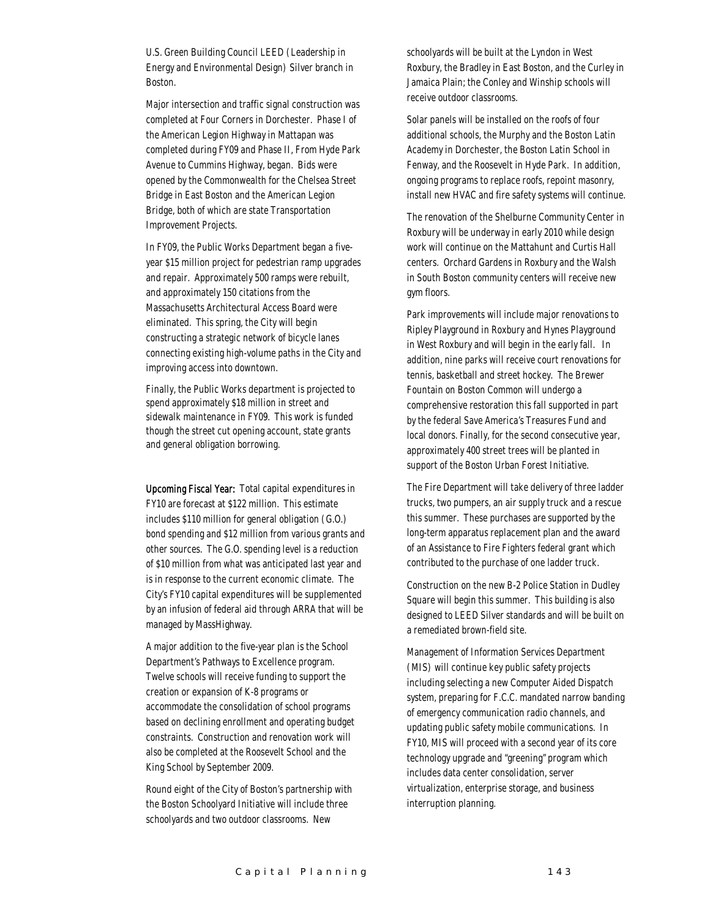U.S. Green Building Council LEED (Leadership in Energy and Environmental Design) Silver branch in Boston.

Major intersection and traffic signal construction was completed at Four Corners in Dorchester. Phase I of the American Legion Highway in Mattapan was completed during FY09 and Phase II, From Hyde Park Avenue to Cummins Highway, began. Bids were opened by the Commonwealth for the Chelsea Street Bridge in East Boston and the American Legion Bridge, both of which are state Transportation Improvement Projects.

In FY09, the Public Works Department began a five-year $15 million project for pedestrian ramp upgrades and repair. Approximately 500 ramps were rebuilt, and approximately 150 citations from the Massachusetts Architectural Access Board were eliminated. This spring, the City will begin constructing a strategic network of bicycle lanes connecting existing high-volume paths in the City and improving access into downtown.

Finally, the Public Works department is projected to spend approximately $18 million in street and sidewalk maintenance in FY09. This work is funded though the street cut opening account, state grants and general obligation borrowing.

**Upcoming Fiscal Year:** Total capital expenditures in FY10 are forecast at $122 million. This estimate includes $110 million for general obligation (G.O.) bond spending and $12 million from various grants and other sources. The G.O. spending level is a reduction of $10 million from what was anticipated last year and is in response to the current economic climate. The City's FY10 capital expenditures will be supplemented by an infusion of federal aid through ARRA that will be managed by MassHighway.

A major addition to the five-year plan is the School Department's Pathways to Excellence program. Twelve schools will receive funding to support the creation or expansion of K-8 programs or accommodate the consolidation of school programs based on declining enrollment and operating budget constraints. Construction and renovation work will also be completed at the Roosevelt School and the King School by September 2009.

Round eight of the City of Boston's partnership with the Boston Schoolyard Initiative will include three schoolyards and two outdoor classrooms. New schoolyards will be built at the Lyndon in West Roxbury, the Bradley in East Boston, and the Curley in Jamaica Plain; the Conley and Winship schools will receive outdoor classrooms.

Solar panels will be installed on the roofs of four additional schools, the Murphy and the Boston Latin Academy in Dorchester, the Boston Latin School in Fenway, and the Roosevelt in Hyde Park. In addition, ongoing programs to replace roofs, repoint masonry, install new HVAC and fire safety systems will continue.

The renovation of the Shelburne Community Center in Roxbury will be underway in early 2010 while design work will continue on the Mattahunt and Curtis Hall centers. Orchard Gardens in Roxbury and the Walsh in South Boston community centers will receive new gym floors.

Park improvements will include major renovations to Ripley Playground in Roxbury and Hynes Playground in West Roxbury and will begin in the early fall. In addition, nine parks will receive court renovations for tennis, basketball and street hockey. The Brewer Fountain on Boston Common will undergo a comprehensive restoration this fall supported in part by the federal Save America's Treasures Fund and local donors. Finally, for the second consecutive year, approximately 400 street trees will be planted in support of the Boston Urban Forest Initiative.

The Fire Department will take delivery of three ladder trucks, two pumpers, an air supply truck and a rescue this summer. These purchases are supported by the long-term apparatus replacement plan and the award of an Assistance to Fire Fighters federal grant which contributed to the purchase of one ladder truck.

Construction on the new B-2 Police Station in Dudley Square will begin this summer. This building is also designed to LEED Silver standards and will be built on a remediated brown-field site.

Management of Information Services Department (MIS) will continue key public safety projects including selecting a new Computer Aided Dispatch system, preparing for F.C.C. mandated narrow banding of emergency communication radio channels, and updating public safety mobile communications. In FY10, MIS will proceed with a second year of its core technology upgrade and "greening" program which includes data center consolidation, server virtualization, enterprise storage, and business interruption planning.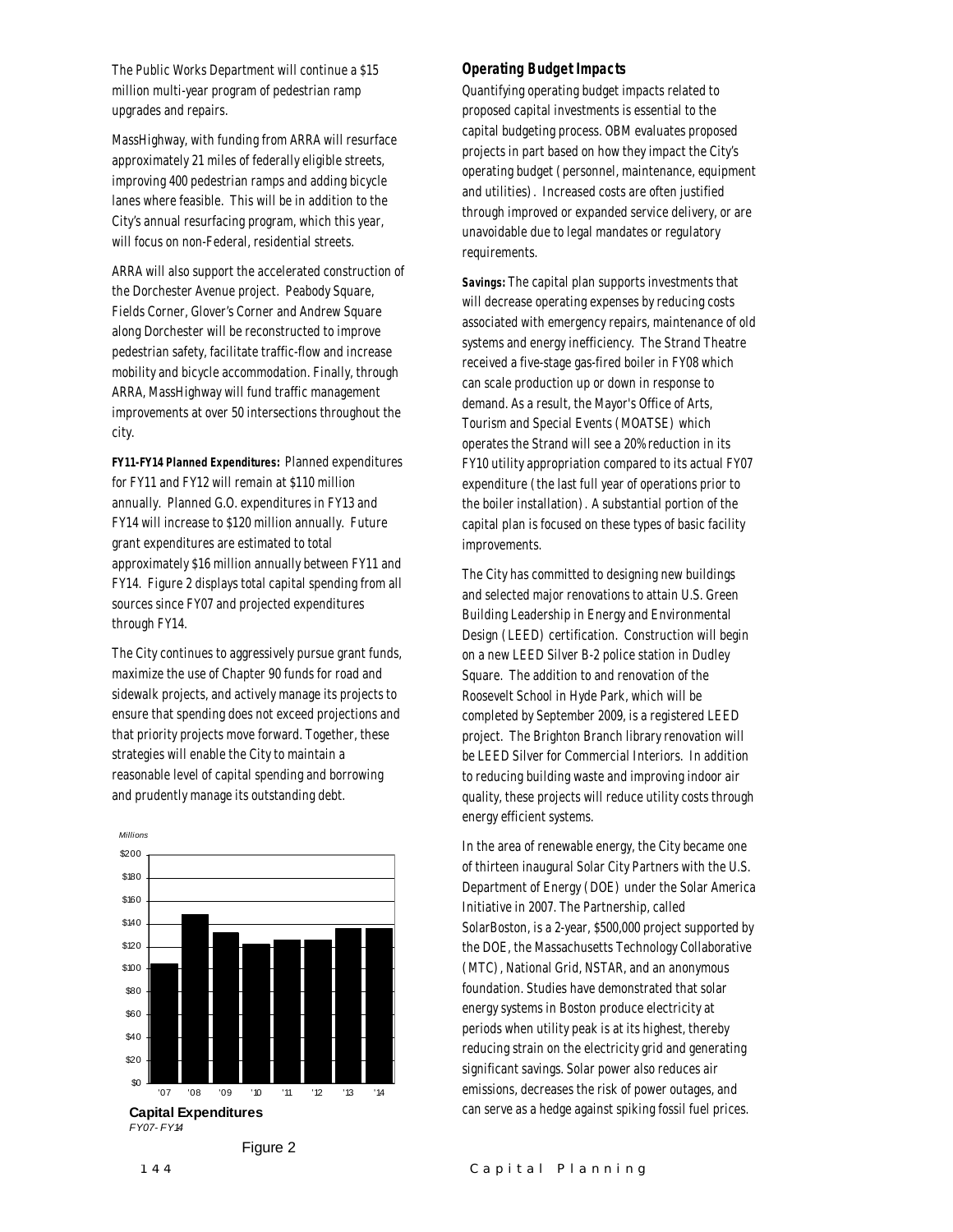The Public Works Department will continue a $15 million multi-year program of pedestrian ramp upgrades and repairs.

MassHighway, with funding from ARRA will resurface approximately 21 miles of federally eligible streets, improving 400 pedestrian ramps and adding bicycle lanes where feasible. This will be in addition to the City's annual resurfacing program, which this year, will focus on non-Federal, residential streets.

ARRA will also support the accelerated construction of the Dorchester Avenue project. Peabody Square, Fields Corner, Glover's Corner and Andrew Square along Dorchester will be reconstructed to improve pedestrian safety, facilitate traffic-flow and increase mobility and bicycle accommodation. Finally, through ARRA, MassHighway will fund traffic management improvements at over 50 intersections throughout the city.

**FY11-FY14 Planned Expenditures:** Planned expenditures for FY11 and FY12 will remain at $110 million annually. Planned G.O. expenditures in FY13 and FY14 will increase to $120 million annually. Future grant expenditures are estimated to total approximately $16 million annually between FY11 and FY14. Figure 2 displays total capital spending from all sources since FY07 and projected expenditures through FY14.

The City continues to aggressively pursue grant funds, maximize the use of Chapter 90 funds for road and sidewalk projects, and actively manage its projects to ensure that spending does not exceed projections and that priority projects move forward. Together, these strategies will enable the City to maintain a reasonable level of capital spending and borrowing and prudently manage its outstanding debt.

**Capital Expenditures**
*FY07-FY14*

Figure 2

### Operating Budget Impacts

Quantifying operating budget impacts related to proposed capital investments is essential to the capital budgeting process. OBM evaluates proposed projects in part based on how they impact the City's operating budget (personnel, maintenance, equipment and utilities). Increased costs are often justified through improved or expanded service delivery, or are unavoidable due to legal mandates or regulatory requirements.

**Savings:** The capital plan supports investments that will decrease operating expenses by reducing costs associated with emergency repairs, maintenance of old systems and energy inefficiency. The Strand Theatre received a five-stage gas-fired boiler in FY08 which can scale production up or down in response to demand. As a result, the Mayor's Office of Arts, Tourism and Special Events (MOATSE) which operates the Strand will see a 20% reduction in its FY10 utility appropriation compared to its actual FY07 expenditure (the last full year of operations prior to the boiler installation). A substantial portion of the capital plan is focused on these types of basic facility improvements.

The City has committed to designing new buildings and selected major renovations to attain U.S. Green Building Leadership in Energy and Environmental Design (LEED) certification. Construction will begin on a new LEED Silver B-2 police station in Dudley Square. The addition to and renovation of the Roosevelt School in Hyde Park, which will be completed by September 2009, is a registered LEED project. The Brighton Branch library renovation will be LEED Silver for Commercial Interiors. In addition to reducing building waste and improving indoor air quality, these projects will reduce utility costs through energy efficient systems.

In the area of renewable energy, the City became one of thirteen inaugural Solar City Partners with the U.S. Department of Energy (DOE) under the Solar America Initiative in 2007. The Partnership, called SolarBoston, is a 2-year, $500,000 project supported by the DOE, the Massachusetts Technology Collaborative (MTC), National Grid, NSTAR, and an anonymous foundation. Studies have demonstrated that solar energy systems in Boston produce electricity at periods when utility peak is at its highest, thereby reducing strain on the electricity grid and generating significant savings. Solar power also reduces air emissions, decreases the risk of power outages, and can serve as a hedge against spiking fossil fuel prices.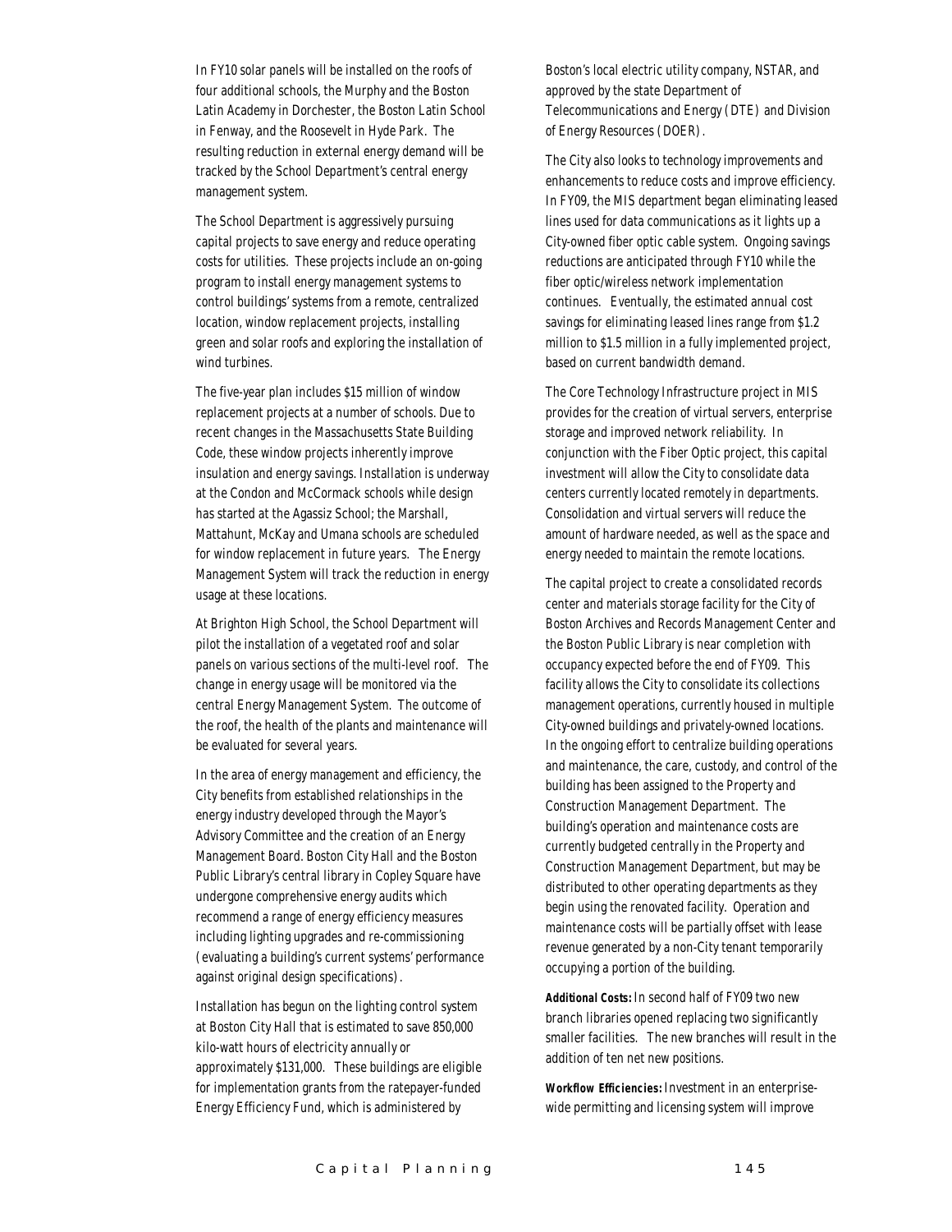In FY10 solar panels will be installed on the roofs of four additional schools, the Murphy and the Boston Latin Academy in Dorchester, the Boston Latin School in Fenway, and the Roosevelt in Hyde Park. The resulting reduction in external energy demand will be tracked by the School Department's central energy management system.

The School Department is aggressively pursuing capital projects to save energy and reduce operating costs for utilities. These projects include an on-going program to install energy management systems to control buildings' systems from a remote, centralized location, window replacement projects, installing green and solar roofs and exploring the installation of wind turbines.

The five-year plan includes $15 million of window replacement projects at a number of schools. Due to recent changes in the Massachusetts State Building Code, these window projects inherently improve insulation and energy savings. Installation is underway at the Condon and McCormack schools while design has started at the Agassiz School; the Marshall, Mattahunt, McKay and Umana schools are scheduled for window replacement in future years. The Energy Management System will track the reduction in energy usage at these locations.

At Brighton High School, the School Department will pilot the installation of a vegetated roof and solar panels on various sections of the multi-level roof. The change in energy usage will be monitored via the central Energy Management System. The outcome of the roof, the health of the plants and maintenance will be evaluated for several years.

In the area of energy management and efficiency, the City benefits from established relationships in the energy industry developed through the Mayor's Advisory Committee and the creation of an Energy Management Board. Boston City Hall and the Boston Public Library's central library in Copley Square have undergone comprehensive energy audits which recommend a range of energy efficiency measures including lighting upgrades and re-commissioning (evaluating a building's current systems' performance against original design specifications).

Installation has begun on the lighting control system at Boston City Hall that is estimated to save 850,000 kilo-watt hours of electricity annually or approximately $131,000. These buildings are eligible for implementation grants from the ratepayer-funded Energy Efficiency Fund, which is administered by Boston's local electric utility company, NSTAR, and approved by the state Department of Telecommunications and Energy (DTE) and Division of Energy Resources (DOER).

The City also looks to technology improvements and enhancements to reduce costs and improve efficiency. In FY09, the MIS department began eliminating leased lines used for data communications as it lights up a City-owned fiber optic cable system. Ongoing savings reductions are anticipated through FY10 while the fiber optic/wireless network implementation continues. Eventually, the estimated annual cost savings for eliminating leased lines range from $1.2 million to $1.5 million in a fully implemented project, based on current bandwidth demand.

The Core Technology Infrastructure project in MIS provides for the creation of virtual servers, enterprise storage and improved network reliability. In conjunction with the Fiber Optic project, this capital investment will allow the City to consolidate data centers currently located remotely in departments. Consolidation and virtual servers will reduce the amount of hardware needed, as well as the space and energy needed to maintain the remote locations.

The capital project to create a consolidated records center and materials storage facility for the City of Boston Archives and Records Management Center and the Boston Public Library is near completion with occupancy expected before the end of FY09. This facility allows the City to consolidate its collections management operations, currently housed in multiple City-owned buildings and privately-owned locations. In the ongoing effort to centralize building operations and maintenance, the care, custody, and control of the building has been assigned to the Property and Construction Management Department. The building's operation and maintenance costs are currently budgeted centrally in the Property and Construction Management Department, but may be distributed to other operating departments as they begin using the renovated facility. Operation and maintenance costs will be partially offset with lease revenue generated by a non-City tenant temporarily occupying a portion of the building.

**Additional Costs:** In second half of FY09 two new branch libraries opened replacing two significantly smaller facilities. The new branches will result in the addition of ten net new positions.

**Workflow Efficiencies:** Investment in an enterprise-wide permitting and licensing system will improve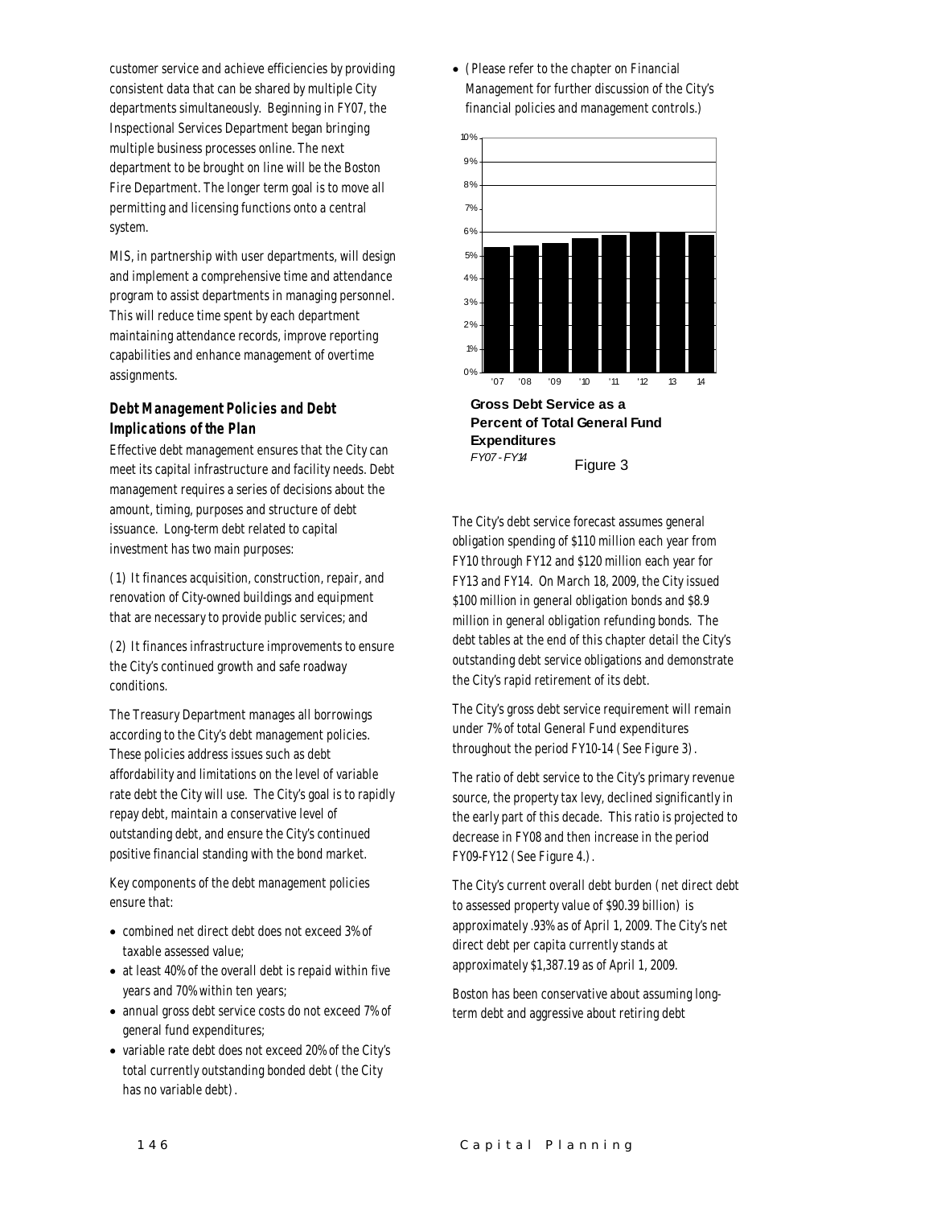customer service and achieve efficiencies by providing consistent data that can be shared by multiple City departments simultaneously. Beginning in FY07, the Inspectional Services Department began bringing multiple business processes online. The next department to be brought on line will be the Boston Fire Department. The longer term goal is to move all permitting and licensing functions onto a central system.

MIS, in partnership with user departments, will design and implement a comprehensive time and attendance program to assist departments in managing personnel. This will reduce time spent by each department maintaining attendance records, improve reporting capabilities and enhance management of overtime assignments.

### *Debt Management Policies and Debt Implications of the Plan*

Effective debt management ensures that the City can meet its capital infrastructure and facility needs. Debt management requires a series of decisions about the amount, timing, purposes and structure of debt issuance. Long-term debt related to capital investment has two main purposes:

(1) It finances acquisition, construction, repair, and renovation of City-owned buildings and equipment that are necessary to provide public services; and

(2) It finances infrastructure improvements to ensure the City's continued growth and safe roadway conditions.

The Treasury Department manages all borrowings according to the City's debt management policies. These policies address issues such as debt affordability and limitations on the level of variable rate debt the City will use. The City's goal is to rapidly repay debt, maintain a conservative level of outstanding debt, and ensure the City's continued positive financial standing with the bond market.

Key components of the debt management policies ensure that:

- combined net direct debt does not exceed 3% of taxable assessed value;
- at least 40% of the overall debt is repaid within five years and 70% within ten years;
- annual gross debt service costs do not exceed 7% of general fund expenditures;
- variable rate debt does not exceed 20% of the City's total currently outstanding bonded debt (the City has no variable debt).
- (Please refer to the chapter on Financial Management for further discussion of the City's financial policies and management controls.)

**Gross Debt Service as a Percent of Total General Fund Expenditures**
*FY07 - FY14*

Figure 3

The City's debt service forecast assumes general obligation spending of $110 million each year from FY10 through FY12 and $120 million each year for FY13 and FY14. On March 18, 2009, the City issued $100 million in general obligation bonds and $8.9 million in general obligation refunding bonds. The debt tables at the end of this chapter detail the City's outstanding debt service obligations and demonstrate the City's rapid retirement of its debt.

The City's gross debt service requirement will remain under 7% of total General Fund expenditures throughout the period FY10-14 (See Figure 3).

The ratio of debt service to the City's primary revenue source, the property tax levy, declined significantly in the early part of this decade. This ratio is projected to decrease in FY08 and then increase in the period FY09-FY12 (See Figure 4.).

The City's current overall debt burden (net direct debt to assessed property value of $90.39 billion) is approximately .93% as of April 1, 2009. The City's net direct debt per capita currently stands at approximately $1,387.19 as of April 1, 2009.

Boston has been conservative about assuming long-term debt and aggressive about retiring debt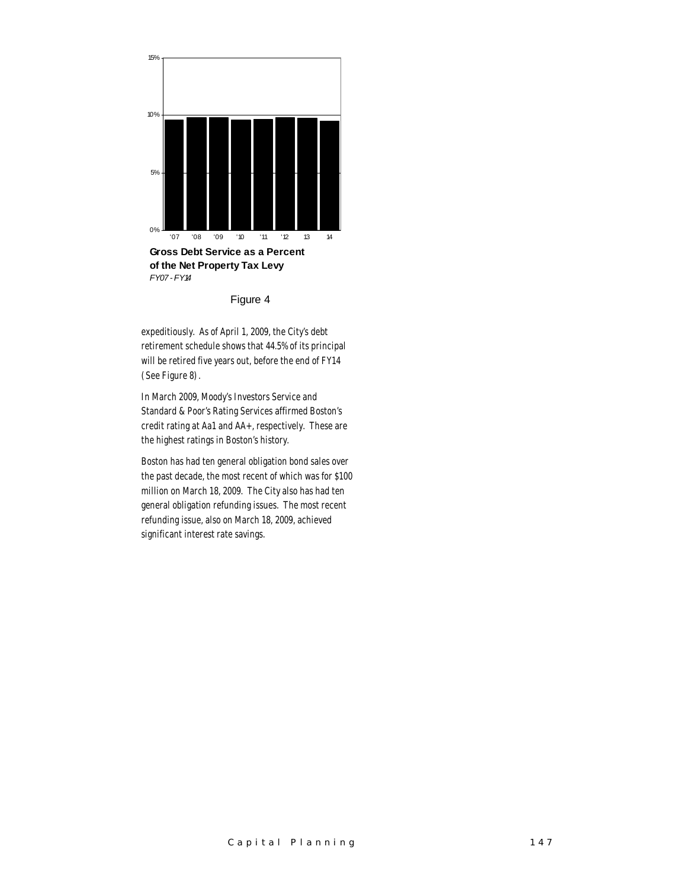Gross Debt Service as a Percent of the Net Property Tax Levy

*FY07 - FY14*

Figure 4

expeditiously. As of April 1, 2009, the City's debt retirement schedule shows that 44.5% of its principal will be retired five years out, before the end of FY14 (See Figure 8).

In March 2009, Moody's Investors Service and Standard & Poor's Rating Services affirmed Boston's credit rating at Aa1 and AA+, respectively. These are the highest ratings in Boston's history.

Boston has had ten general obligation bond sales over the past decade, the most recent of which was for $100 million on March 18, 2009. The City also has had ten general obligation refunding issues. The most recent refunding issue, also on March 18, 2009, achieved significant interest rate savings.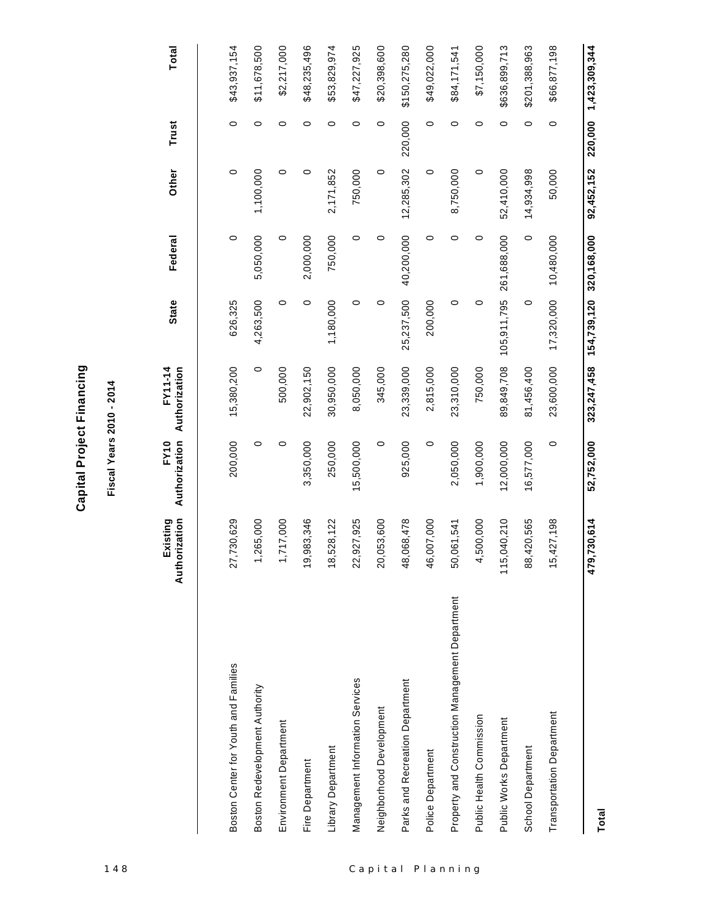# Capital Project Financing

## Fiscal Years 2010 - 2014

| | Existing Authorization | FY10 Authorization | FY11-14 Authorization | State | Federal | Other | Trust | Total |
|---|---|---|---|---|---|---|---|---|
| Boston Center for Youth and Families | 27,730,629 | 200,000 | 15,380,200 | 626,325 | 0 | 0 | 0 | $43,937,154 |
| Boston Redevelopment Authority | 1,265,000 | 0 | 0 | 4,263,500 | 5,050,000 | 1,100,000 | 0 | $11,678,500 |
| Environment Department | 1,717,000 | 0 | 500,000 | 0 | 0 | 0 | 0 | $2,217,000 |
| Fire Department | 19,983,346 | 3,350,000 | 22,902,150 | 0 | 2,000,000 | 0 | 0 | $48,235,496 |
| Library Department | 18,528,122 | 250,000 | 30,950,000 | 1,180,000 | 750,000 | 2,171,852 | 0 | $53,829,974 |
| Management Information Services | 22,927,925 | 15,500,000 | 8,050,000 | 0 | 0 | 750,000 | 0 | $47,227,925 |
| Neighborhood Development | 20,053,600 | 0 | 345,000 | 0 | 0 | 0 | 0 | $20,398,600 |
| Parks and Recreation Department | 48,068,478 | 925,000 | 23,339,000 | 25,237,500 | 40,200,000 | 12,285,302 | 220,000 | $150,275,280 |
| Police Department | 46,007,000 | 0 | 2,815,000 | 200,000 | 0 | 0 | 0 | $49,022,000 |
| Property and Construction Management Department | 50,061,541 | 2,050,000 | 23,310,000 | 0 | 0 | 8,750,000 | 0 | $84,171,541 |
| Public Health Commission | 4,500,000 | 1,900,000 | 750,000 | 0 | 0 | 0 | 0 | $7,150,000 |
| Public Works Department | 115,040,210 | 12,000,000 | 89,849,708 | 105,911,795 | 261,688,000 | 52,410,000 | 0 | $636,899,713 |
| School Department | 88,420,565 | 16,577,000 | 81,456,400 | 0 | 0 | 14,934,998 | 0 | $201,388,963 |
| Transportation Department | 15,427,198 | 0 | 23,600,000 | 17,320,000 | 10,480,000 | 50,000 | 0 | $66,877,198 |
| **Total** | **479,730,614** | **52,752,000** | **323,247,458** | **154,739,120** | **320,168,000** | **92,452,152** | **220,000** | **1,423,309,344** |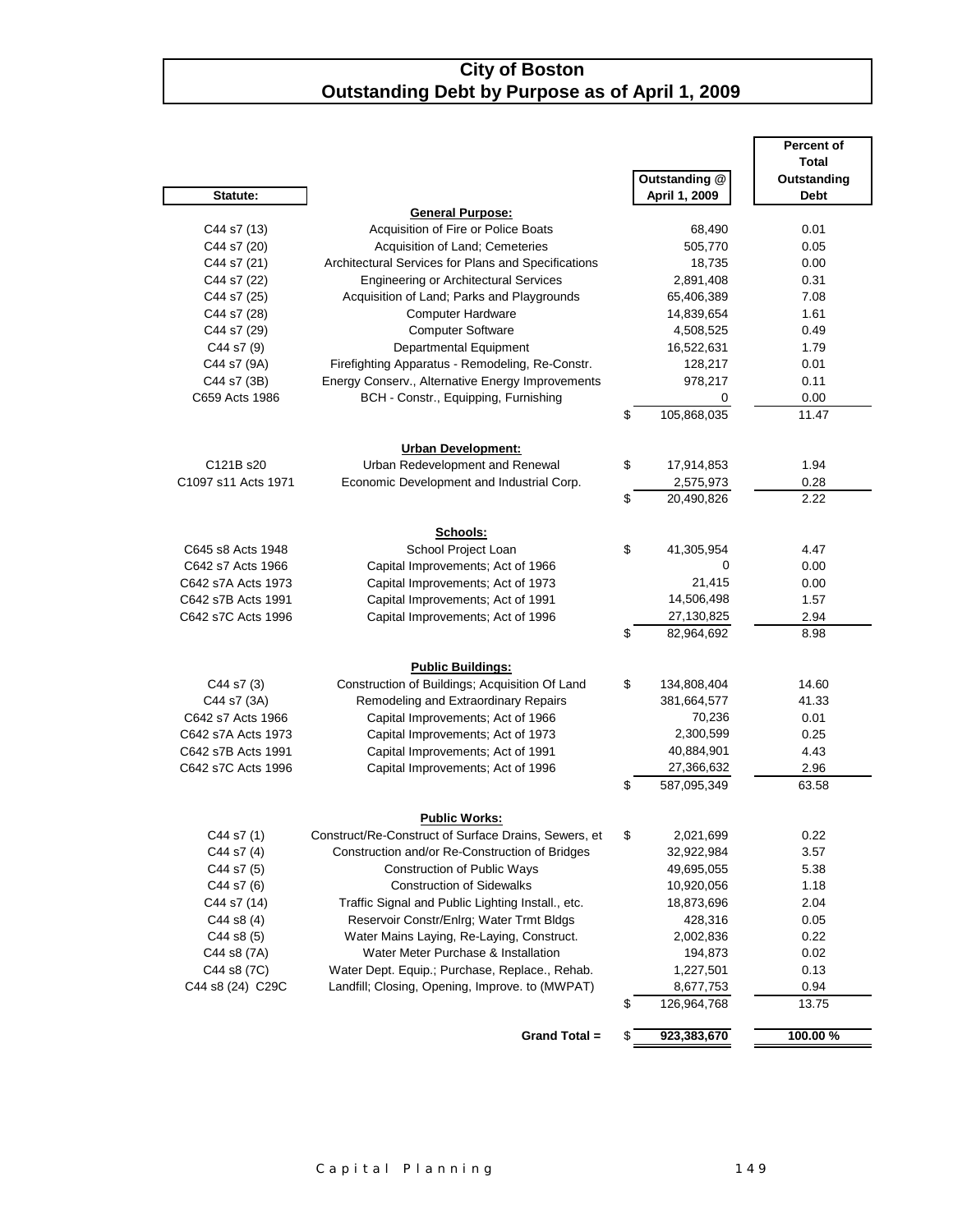# City of Boston
## Outstanding Debt by Purpose as of April 1, 2009

| Statute: | | Outstanding @ April 1, 2009 | Percent of Total Outstanding Debt |
|---|---|---|---|
| | **General Purpose:** | | |
| C44 s7 (13) | Acquisition of Fire or Police Boats | 68,490 | 0.01 |
| C44 s7 (20) | Acquisition of Land; Cemeteries | 505,770 | 0.05 |
| C44 s7 (21) | Architectural Services for Plans and Specifications | 18,735 | 0.00 |
| C44 s7 (22) | Engineering or Architectural Services | 2,891,408 | 0.31 |
| C44 s7 (25) | Acquisition of Land; Parks and Playgrounds | 65,406,389 | 7.08 |
| C44 s7 (28) | Computer Hardware | 14,839,654 | 1.61 |
| C44 s7 (29) | Computer Software | 4,508,525 | 0.49 |
| C44 s7 (9) | Departmental Equipment | 16,522,631 | 1.79 |
| C44 s7 (9A) | Firefighting Apparatus - Remodeling, Re-Constr. | 128,217 | 0.01 |
| C44 s7 (3B) | Energy Conserv., Alternative Energy Improvements | 978,217 | 0.11 |
| C659 Acts 1986 | BCH - Constr., Equipping, Furnishing | 0 | 0.00 |
| | | $ 105,868,035 | 11.47 |
| | **Urban Development:** | | |
| C121B s20 | Urban Redevelopment and Renewal | $ 17,914,853 | 1.94 |
| C1097 s11 Acts 1971 | Economic Development and Industrial Corp. | 2,575,973 | 0.28 |
| | | $ 20,490,826 | 2.22 |
| | **Schools:** | | |
| C645 s8 Acts 1948 | School Project Loan | $ 41,305,954 | 4.47 |
| C642 s7 Acts 1966 | Capital Improvements; Act of 1966 | 0 | 0.00 |
| C642 s7A Acts 1973 | Capital Improvements; Act of 1973 | 21,415 | 0.00 |
| C642 s7B Acts 1991 | Capital Improvements; Act of 1991 | 14,506,498 | 1.57 |
| C642 s7C Acts 1996 | Capital Improvements; Act of 1996 | 27,130,825 | 2.94 |
| | | $ 82,964,692 | 8.98 |
| | **Public Buildings:** | | |
| C44 s7 (3) | Construction of Buildings; Acquisition Of Land | $ 134,808,404 | 14.60 |
| C44 s7 (3A) | Remodeling and Extraordinary Repairs | 381,664,577 | 41.33 |
| C642 s7 Acts 1966 | Capital Improvements; Act of 1966 | 70,236 | 0.01 |
| C642 s7A Acts 1973 | Capital Improvements; Act of 1973 | 2,300,599 | 0.25 |
| C642 s7B Acts 1991 | Capital Improvements; Act of 1991 | 40,884,901 | 4.43 |
| C642 s7C Acts 1996 | Capital Improvements; Act of 1996 | 27,366,632 | 2.96 |
| | | $ 587,095,349 | 63.58 |
| | **Public Works:** | | |
| C44 s7 (1) | Construct/Re-Construct of Surface Drains, Sewers, et | $ 2,021,699 | 0.22 |
| C44 s7 (4) | Construction and/or Re-Construction of Bridges | 32,922,984 | 3.57 |
| C44 s7 (5) | Construction of Public Ways | 49,695,055 | 5.38 |
| C44 s7 (6) | Construction of Sidewalks | 10,920,056 | 1.18 |
| C44 s7 (14) | Traffic Signal and Public Lighting Install., etc. | 18,873,696 | 2.04 |
| C44 s8 (4) | Reservoir Constr/Enlrg; Water Trmt Bldgs | 428,316 | 0.05 |
| C44 s8 (5) | Water Mains Laying, Re-Laying, Construct. | 2,002,836 | 0.22 |
| C44 s8 (7A) | Water Meter Purchase & Installation | 194,873 | 0.02 |
| C44 s8 (7C) | Water Dept. Equip.; Purchase, Replace., Rehab. | 1,227,501 | 0.13 |
| C44 s8 (24) C29C | Landfill; Closing, Opening, Improve. to (MWPAT) | 8,677,753 | 0.94 |
| | | $ 126,964,768 | 13.75 |
| | **Grand Total =** | **$ 923,383,670** | **100.00 %** |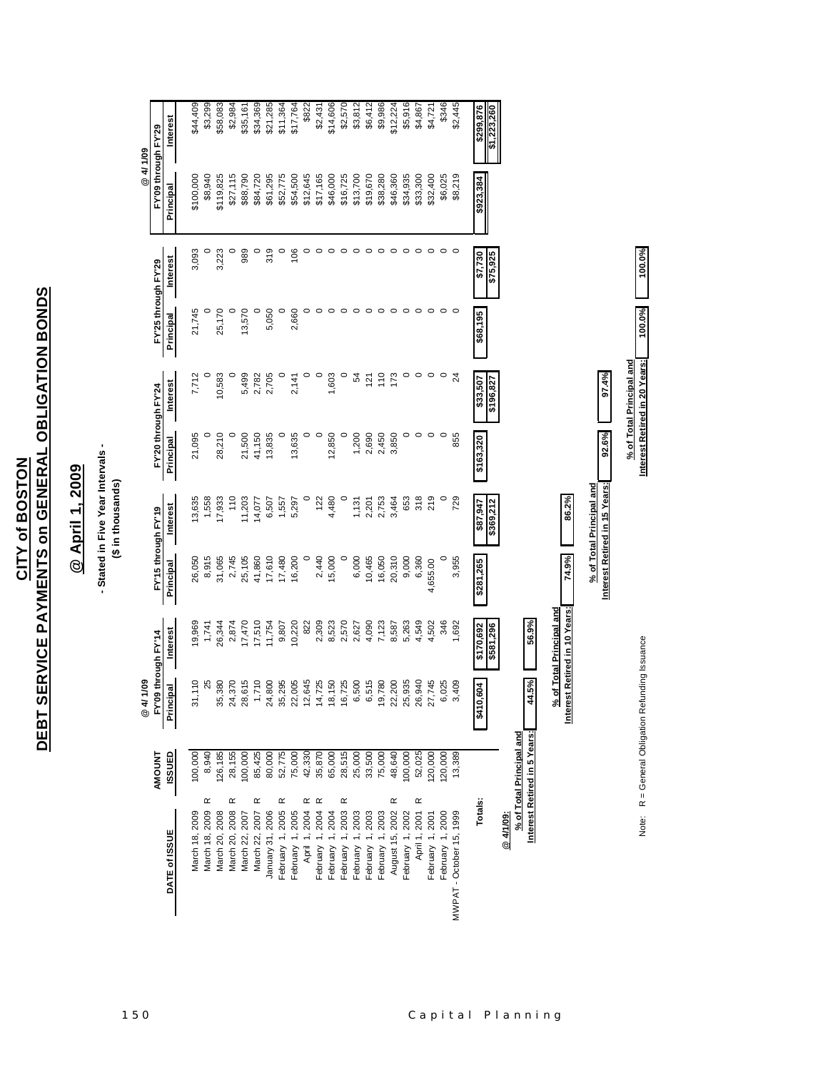# CITY of BOSTON
## DEBT SERVICE PAYMENTS on GENERAL OBLIGATION BONDS

### @ April 1, 2009

**- Stated in Five Year Intervals -**
**($ in thousands)**

| DATE of ISSUE | | AMOUNT ISSUED | @ 4/1/09 FY'09 through FY'14 Principal | Interest | FY'15 through FY'19 Principal | Interest | FY'20 through FY'24 Principal | Interest | FY'25 through FY'29 Principal | Interest | @ 4/1/09 FY'09 through FY'29 Principal | Interest |
|---|---|---|---|---|---|---|---|---|---|---|---|---|
| March 18, 2009 | | 100,000 | 31,110 | 19,969 | 26,050 | 13,635 | 21,095 | 7,712 | 21,745 | 3,093 | $100,000 | $44,409 |
| March 18, 2009 | R | 8,940 | 25 | 1,741 | 8,915 | 1,558 | 0 | 0 | 0 | 0 | $8,940 | $3,299 |
| March 20, 2008 | | 126,185 | 35,380 | 26,344 | 31,065 | 17,933 | 28,210 | 10,583 | 25,170 | 3,223 | $119,825 | $58,083 |
| March 20, 2008 | R | 28,155 | 24,370 | 2,874 | 2,745 | 110 | 0 | 0 | 0 | 0 | $27,115 | $2,984 |
| March 22, 2007 | | 100,000 | 28,615 | 17,470 | 25,105 | 11,203 | 21,500 | 5,499 | 13,570 | 989 | $88,790 | $35,161 |
| March 22, 2007 | R | 85,425 | 1,710 | 17,510 | 41,860 | 14,077 | 41,150 | 2,782 | 0 | 0 | $84,720 | $34,369 |
| January 31, 2006 | | 80,000 | 24,800 | 11,754 | 17,610 | 6,507 | 13,835 | 2,705 | 5,050 | 319 | $61,295 | $21,285 |
| February 1, 2005 | R | 52,775 | 35,295 | 9,807 | 17,480 | 1,557 | 0 | 0 | 0 | 0 | $52,775 | $11,364 |
| February 1, 2005 | | 75,000 | 22,005 | 10,220 | 16,200 | 5,297 | 13,635 | 2,141 | 2,660 | 106 | $54,500 | $17,764 |
| April 1, 2004 | R | 42,330 | 12,645 | 822 | 0 | 0 | 0 | 0 | 0 | 0 | $12,645 | $822 |
| February 1, 2004 | R | 35,870 | 14,725 | 2,309 | 2,440 | 122 | 0 | 0 | 0 | 0 | $17,165 | $2,431 |
| February 1, 2004 | | 65,000 | 18,150 | 8,523 | 15,000 | 4,480 | 12,850 | 1,603 | 0 | 0 | $46,000 | $14,606 |
| February 1, 2003 | R | 28,515 | 16,725 | 2,570 | 0 | 0 | 0 | 0 | 0 | 0 | $16,725 | $2,570 |
| February 1, 2003 | | 25,000 | 6,500 | 2,627 | 6,000 | 1,131 | 1,200 | 54 | 0 | 0 | $13,700 | $3,812 |
| February 1, 2003 | | 33,500 | 6,515 | 4,090 | 10,465 | 2,201 | 2,690 | 121 | 0 | 0 | $19,670 | $6,412 |
| February 1, 2003 | | 75,000 | 19,780 | 7,123 | 16,050 | 2,753 | 2,450 | 110 | 0 | 0 | $38,280 | $9,986 |
| August 15, 2002 | R | 48,640 | 22,200 | 8,587 | 20,310 | 3,464 | 3,850 | 173 | 0 | 0 | $46,360 | $12,224 |
| February 1, 2002 | | 100,000 | 25,935 | 5,263 | 9,000 | 653 | 0 | 0 | 0 | 0 | $34,935 | $5,916 |
| April 1, 2001 | R | 52,025 | 26,940 | 4,549 | 6,360 | 318 | 0 | 0 | 0 | 0 | $33,300 | $4,867 |
| February 1, 2001 | | 120,000 | 27,745 | 4,502 | 4,655.00 | 219 | 0 | 0 | 0 | 0 | $32,400 | $4,721 |
| February 1, 2000 | | 120,000 | 6,025 | 346 | 0 | 0 | 0 | 0 | 0 | 0 | $6,025 | $346 |
| MWPAT - October 15, 1999 | | 13,389 | 3,409 | 1,692 | 3,955 | 729 | 855 | 24 | 0 | 0 | $8,219 | $2,445 |
| **Totals:** | | | $410,604 | $170,692 | $281,265 | $87,947 | $163,320 | $33,507 | $68,195 | $7,730 | $923,384 | $299,876 |
| | | | | $581,296 | | $369,212 | | $196,827 | | $75,925 | | $1,223,260 |

**@ 4/1/09:**

| | Principal | Interest |
|---|---|---|
| % of Total Principal and Interest Retired in 5 Years: | 44.5% | 56.9% |
| % of Total Principal and Interest Retired in 10 Years: | 74.9% | 86.2% |
| % of Total Principal and Interest Retired in 15 Years: | 92.6% | 97.4% |
| % of Total Principal and Interest Retired in 20 Years: | 100.0% | 100.0% |

Note: R = General Obligation Refunding Issuance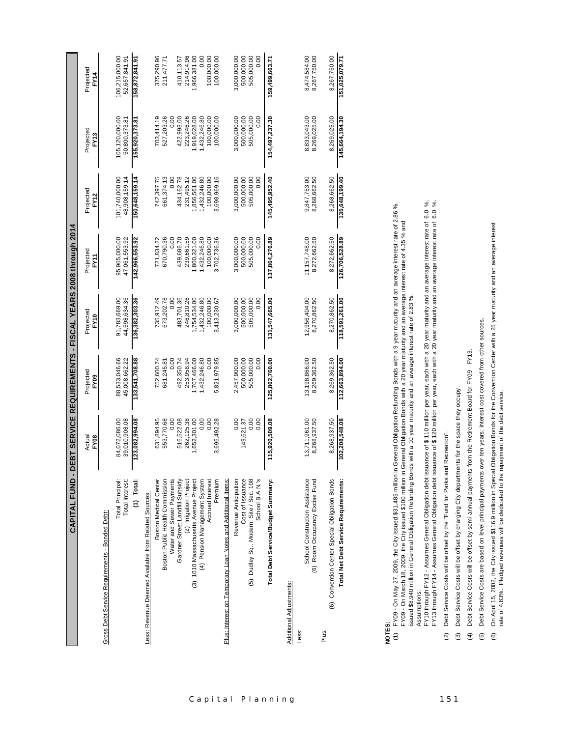# CAPITAL FUND - DEBT SERVICE REQUIREMENTS - FISCAL YEARS 2008 through 2014

| | Actual FY08 | Projected FY09 | Projected FY10 | Projected FY11 | Projected FY12 | Projected FY13 | Projected FY14 |
|---|---|---|---|---|---|---|---|
| Gross Debt Service Requirements - Bonded Debt: | | | | | | | |
| Total Principal: | 84,072,086.00 | 88,533,046.66 | 91,783,669.00 | 95,905,000.00 | 101,740,000.00 | 105,120,000.00 | 106,215,000.00 |
| Total Interest: | 39,010,908.08 | 45,008,662.22 | 44,598,634.36 | 47,061,553.92 | 48,908,159.14 | 50,800,373.81 | 52,657,841.91 |
| **(1) Total:** | **123,082,994.08** | **133,541,708.88** | **136,382,303.36** | **142,966,553.92** | **150,648,159.14** | **155,920,373.81** | **158,872,841.91** |
| Less: Revenue Deemed Available from Related Sources: | | | | | | | |
| Boston Medical Center | 631,894.95 | 752,600.74 | 735,912.49 | 721,834.22 | 742,397.75 | 703,414.19 | 375,290.96 |
| Boston Public Health Commission | 553,770.68 | 681,245.81 | 673,202.78 | 670,790.36 | 661,374.13 | 527,203.26 | 211,477.71 |
| Water and Sewer Payments | 0.00 | 0.00 | 0.00 | 0.00 | 0.00 | 0.00 | |
| Gardner Street Landfill Subsidy | 516,522.08 | 492,350.74 | 483,701.36 | 439,686.70 | 434,162.78 | 422,998.00 | 410,113.57 |
| (2) Irrigation Project | 262,125.38 | 253,958.94 | 246,810.26 | 239,661.59 | 231,495.12 | 223,246.26 | 214,914.96 |
| (3) 1010 Massachusetts Avenue Project | 1,652,301.00 | 1,707,466.00 | 1,754,534.00 | 1,800,321.00 | 1,856,561.00 | 1,919,028.00 | 1,966,381.00 |
| (4) Pension Management System | 0.00 | 1,432,246.80 | 1,432,246.80 | 1,432,246.80 | 1,432,246.80 | 1,432,246.80 | 0.00 |
| Accrued Interest | 0.00 | 0.00 | 100,000.00 | 100,000.00 | 100,000.00 | 100,000.00 | 100,000.00 |
| Premium | 3,695,492.28 | 5,821,979.85 | 3,413,230.67 | 3,702,736.36 | 3,698,969.16 | 100,000.00 | 100,000.00 |
| Plus: Interest on Temporary Loan Notes and Additional Items: | | | | | | | |
| Revenue Anticipation | 0.00 | 2,457,900.00 | 3,000,000.00 | 3,000,000.00 | 3,000,000.00 | 3,000,000.00 | 3,000,000.00 |
| Cost of Issuance | 149,621.37 | 500,000.00 | 500,000.00 | 500,000.00 | 500,000.00 | 500,000.00 | 500,000.00 |
| (5) Dudley Sq.. Modern. Site / Sec. 108 | 0.00 | 505,000.00 | 505,000.00 | 505,000.00 | 505,000.00 | 505,000.00 | 505,000.00 |
| School B.A.N.'s | 0.00 | 0.00 | 0.00 | 0.00 | 0.00 | 0.00 | 0.00 |
| **Total Debt Service/Budget Summary:** | **115,920,509.08** | **125,862,760.00** | **131,547,665.00** | **137,864,276.89** | **145,495,952.40** | **154,497,237.30** | **159,499,663.71** |
| Additional Adjustments: | | | | | | | |
| Less: | | | | | | | |
| School Construction Assistance | 13,711,961.00 | 13,198,866.00 | 12,956,404.00 | 11,157,748.00 | 9,847,753.00 | 8,833,043.00 | 8,474,584.00 |
| (6) Room Occupancy Excise Fund | 8,268,937.50 | 8,269,362.50 | 8,270,862.50 | 8,272,662.50 | 8,268,662.50 | 8,269,025.00 | 8,267,750.00 |
| Plus: | | | | | | | |
| (6) Convention Center Special Obligation Bonds | 8,268,937.50 | 8,269,362.50 | 8,270,862.50 | 8,272,662.50 | 8,268,662.50 | 8,269,025.00 | 8,267,750.00 |
| **Total Net Debt Service Requirements:** | **102,208,548.08** | **112,663,894.00** | **118,591,261.00** | **126,706,528.89** | **135,648,199.40** | **145,664,194.30** | **151,025,079.71** |

**NOTES:**

(1) FY09 - On May 27, 2009, the City issued $31.485 million in General Obligation Refunding Bonds with a 9 year maturity and an average interest rate of 2.86 %.
FY09 - On March 18, 2009, the City issued $100 million in General Obligation Bonds with a 20 year maturity and an average interest rate of 4.35 % and issued $8.940 million in General Obligation Refunding Bonds with a 10 year maturity and an average interest rate of 2.83 %.
Assumptions:
FY10 through FY12 - Assumes General Obligation debt issuance of $ 110 million per year, each with a 20 year maturity and an average interest rate of 6.0 %.
FY13 through FY14 - Assumes General Obligation debt issuance of $ 120 million per year, each with a 20 year maturity and an average interest rate of 6.0 %.

(2) Debt Service Costs will be offset by the "Fund for Parks and Recreation".

(3) Debt Service Costs will be offset by charging City departments for the space they occupy.

(4) Debt Service Costs will be offset by semi-annual payments from the Retirement Board for FY09 - FY13.

(5) Debt Service Costs are based on level principal payments over ten years; interest cost covered from other sources.

(6) On April 15, 2002, the City issued $116.9 million in Special Obligation Bonds for the Convention Center with a 25 year maturity and an average interest rate of 4.83%. Pledged revenues will be dedicated to the repayment of the debt service.